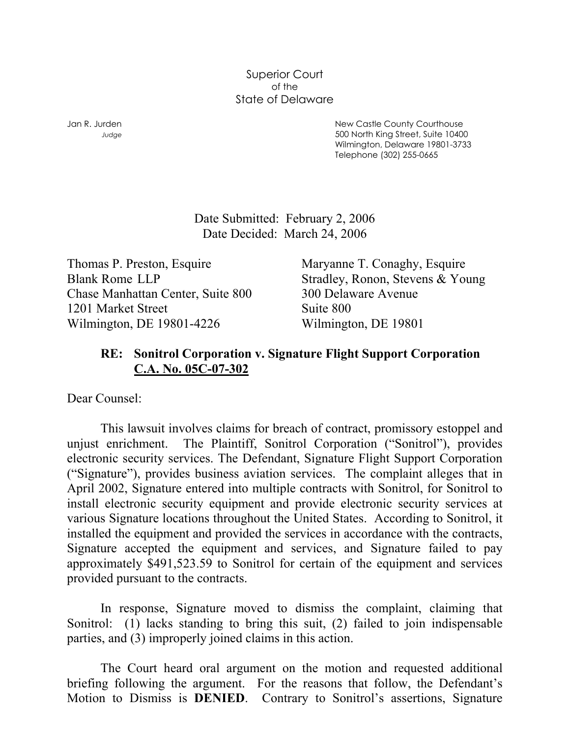Superior Court
of the
State of Delaware

Jan R. Jurden
*Judge*

New Castle County Courthouse
500 North King Street, Suite 10400
Wilmington, Delaware 19801-3733
Telephone (302) 255-0665

Date Submitted: February 2, 2006
Date Decided: March 24, 2006

Thomas P. Preston, Esquire
Blank Rome LLP
Chase Manhattan Center, Suite 800
1201 Market Street
Wilmington, DE 19801-4226

Maryanne T. Conaghy, Esquire
Stradley, Ronon, Stevens & Young
300 Delaware Avenue
Suite 800
Wilmington, DE 19801

**RE: Sonitrol Corporation v. Signature Flight Support Corporation**
**<u>C.A. No. 05C-07-302</u>**

Dear Counsel:

This lawsuit involves claims for breach of contract, promissory estoppel and unjust enrichment. The Plaintiff, Sonitrol Corporation ("Sonitrol"), provides electronic security services. The Defendant, Signature Flight Support Corporation ("Signature"), provides business aviation services. The complaint alleges that in April 2002, Signature entered into multiple contracts with Sonitrol, for Sonitrol to install electronic security equipment and provide electronic security services at various Signature locations throughout the United States. According to Sonitrol, it installed the equipment and provided the services in accordance with the contracts, Signature accepted the equipment and services, and Signature failed to pay approximately $491,523.59 to Sonitrol for certain of the equipment and services provided pursuant to the contracts.

In response, Signature moved to dismiss the complaint, claiming that Sonitrol: (1) lacks standing to bring this suit, (2) failed to join indispensable parties, and (3) improperly joined claims in this action.

The Court heard oral argument on the motion and requested additional briefing following the argument. For the reasons that follow, the Defendant's Motion to Dismiss is **DENIED**. Contrary to Sonitrol's assertions, Signature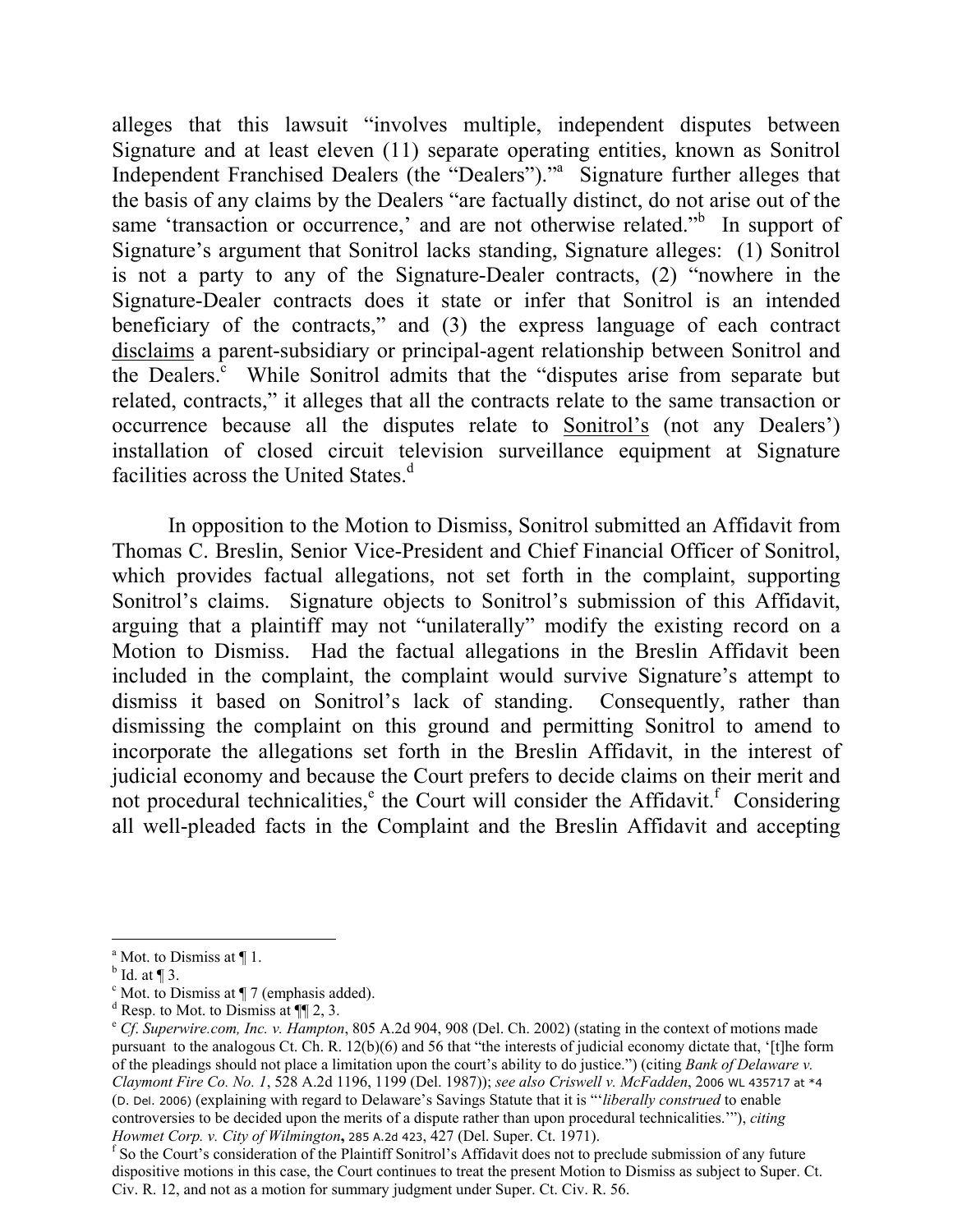alleges that this lawsuit "involves multiple, independent disputes between Signature and at least eleven (11) separate operating entities, known as Sonitrol Independent Franchised Dealers (the "Dealers")."[a] Signature further alleges that the basis of any claims by the Dealers "are factually distinct, do not arise out of the same 'transaction or occurrence,' and are not otherwise related."[b] In support of Signature's argument that Sonitrol lacks standing, Signature alleges: (1) Sonitrol is not a party to any of the Signature-Dealer contracts, (2) "nowhere in the Signature-Dealer contracts does it state or infer that Sonitrol is an intended beneficiary of the contracts," and (3) the express language of each contract <u>disclaims</u> a parent-subsidiary or principal-agent relationship between Sonitrol and the Dealers.[c] While Sonitrol admits that the "disputes arise from separate but related, contracts," it alleges that all the contracts relate to the same transaction or occurrence because all the disputes relate to <u>Sonitrol's</u> (not any Dealers') installation of closed circuit television surveillance equipment at Signature facilities across the United States.[d]

In opposition to the Motion to Dismiss, Sonitrol submitted an Affidavit from Thomas C. Breslin, Senior Vice-President and Chief Financial Officer of Sonitrol, which provides factual allegations, not set forth in the complaint, supporting Sonitrol's claims. Signature objects to Sonitrol's submission of this Affidavit, arguing that a plaintiff may not "unilaterally" modify the existing record on a Motion to Dismiss. Had the factual allegations in the Breslin Affidavit been included in the complaint, the complaint would survive Signature's attempt to dismiss it based on Sonitrol's lack of standing. Consequently, rather than dismissing the complaint on this ground and permitting Sonitrol to amend to incorporate the allegations set forth in the Breslin Affidavit, in the interest of judicial economy and because the Court prefers to decide claims on their merit and not procedural technicalities,[e] the Court will consider the Affidavit.[f] Considering all well-pleaded facts in the Complaint and the Breslin Affidavit and accepting

---

[a] Mot. to Dismiss at ¶ 1.

[b] Id. at ¶ 3.

[c] Mot. to Dismiss at ¶ 7 (emphasis added).

[d] Resp. to Mot. to Dismiss at ¶¶ 2, 3.

[e] *Cf. Superwire.com, Inc. v. Hampton*, 805 A.2d 904, 908 (Del. Ch. 2002) (stating in the context of motions made pursuant to the analogous Ct. Ch. R. 12(b)(6) and 56 that "the interests of judicial economy dictate that, '[t]he form of the pleadings should not place a limitation upon the court's ability to do justice.") (citing *Bank of Delaware v. Claymont Fire Co. No. 1*, 528 A.2d 1196, 1199 (Del. 1987)); *see also Criswell v. McFadden*, 2006 WL 435717 at *4 (D. Del. 2006) (explaining with regard to Delaware's Savings Statute that it is "'*liberally construed* to enable controversies to be decided upon the merits of a dispute rather than upon procedural technicalities.'"), *citing Howmet Corp. v. City of Wilmington*, 285 A.2d 423, 427 (Del. Super. Ct. 1971).

[f] So the Court's consideration of the Plaintiff Sonitrol's Affidavit does not to preclude submission of any future dispositive motions in this case, the Court continues to treat the present Motion to Dismiss as subject to Super. Ct. Civ. R. 12, and not as a motion for summary judgment under Super. Ct. Civ. R. 56.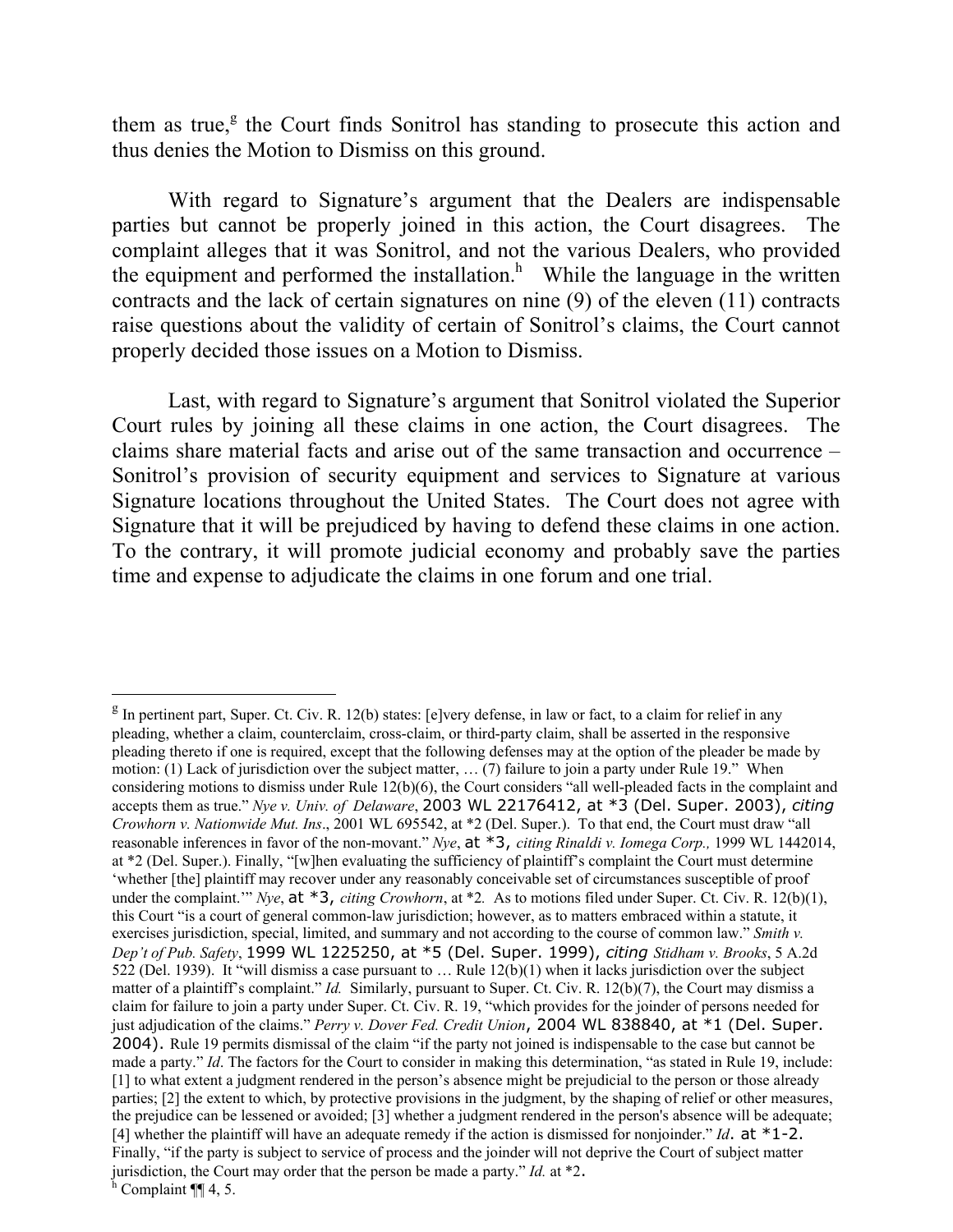them as true,[g] the Court finds Sonitrol has standing to prosecute this action and thus denies the Motion to Dismiss on this ground.

With regard to Signature's argument that the Dealers are indispensable parties but cannot be properly joined in this action, the Court disagrees. The complaint alleges that it was Sonitrol, and not the various Dealers, who provided the equipment and performed the installation.[h] While the language in the written contracts and the lack of certain signatures on nine (9) of the eleven (11) contracts raise questions about the validity of certain of Sonitrol's claims, the Court cannot properly decided those issues on a Motion to Dismiss.

Last, with regard to Signature's argument that Sonitrol violated the Superior Court rules by joining all these claims in one action, the Court disagrees. The claims share material facts and arise out of the same transaction and occurrence – Sonitrol's provision of security equipment and services to Signature at various Signature locations throughout the United States. The Court does not agree with Signature that it will be prejudiced by having to defend these claims in one action. To the contrary, it will promote judicial economy and probably save the parties time and expense to adjudicate the claims in one forum and one trial.

---

[g] In pertinent part, Super. Ct. Civ. R. 12(b) states: [e]very defense, in law or fact, to a claim for relief in any pleading, whether a claim, counterclaim, cross-claim, or third-party claim, shall be asserted in the responsive pleading thereto if one is required, except that the following defenses may at the option of the pleader be made by motion: (1) Lack of jurisdiction over the subject matter, … (7) failure to join a party under Rule 19." When considering motions to dismiss under Rule 12(b)(6), the Court considers "all well-pleaded facts in the complaint and accepts them as true." *Nye v. Univ. of Delaware*, 2003 WL 22176412, at *3 (Del. Super. 2003), *citing Crowhorn v. Nationwide Mut. Ins*., 2001 WL 695542, at *2 (Del. Super.). To that end, the Court must draw "all reasonable inferences in favor of the non-movant." *Nye*, at *3, *citing Rinaldi v. Iomega Corp.,* 1999 WL 1442014, at *2 (Del. Super.). Finally, "[w]hen evaluating the sufficiency of plaintiff's complaint the Court must determine 'whether [the] plaintiff may recover under any reasonably conceivable set of circumstances susceptible of proof under the complaint.'" *Nye*, at *3, *citing Crowhorn*, at *2. As to motions filed under Super. Ct. Civ. R. 12(b)(1), this Court "is a court of general common-law jurisdiction; however, as to matters embraced within a statute, it exercises jurisdiction, special, limited, and summary and not according to the course of common law." *Smith v. Dep't of Pub. Safety*, 1999 WL 1225250, at *5 (Del. Super. 1999), *citing Stidham v. Brooks*, 5 A.2d 522 (Del. 1939). It "will dismiss a case pursuant to … Rule 12(b)(1) when it lacks jurisdiction over the subject matter of a plaintiff's complaint." *Id.* Similarly, pursuant to Super. Ct. Civ. R. 12(b)(7), the Court may dismiss a claim for failure to join a party under Super. Ct. Civ. R. 19, "which provides for the joinder of persons needed for just adjudication of the claims." *Perry v. Dover Fed. Credit Union*, 2004 WL 838840, at *1 (Del. Super. 2004). Rule 19 permits dismissal of the claim "if the party not joined is indispensable to the case but cannot be made a party." *Id*. The factors for the Court to consider in making this determination, "as stated in Rule 19, include: [1] to what extent a judgment rendered in the person's absence might be prejudicial to the person or those already parties; [2] the extent to which, by protective provisions in the judgment, by the shaping of relief or other measures, the prejudice can be lessened or avoided; [3] whether a judgment rendered in the person's absence will be adequate; [4] whether the plaintiff will have an adequate remedy if the action is dismissed for nonjoinder." *Id*. at *1-2. Finally, "if the party is subject to service of process and the joinder will not deprive the Court of subject matter jurisdiction, the Court may order that the person be made a party." *Id.* at *2.

[h] Complaint ¶¶ 4, 5.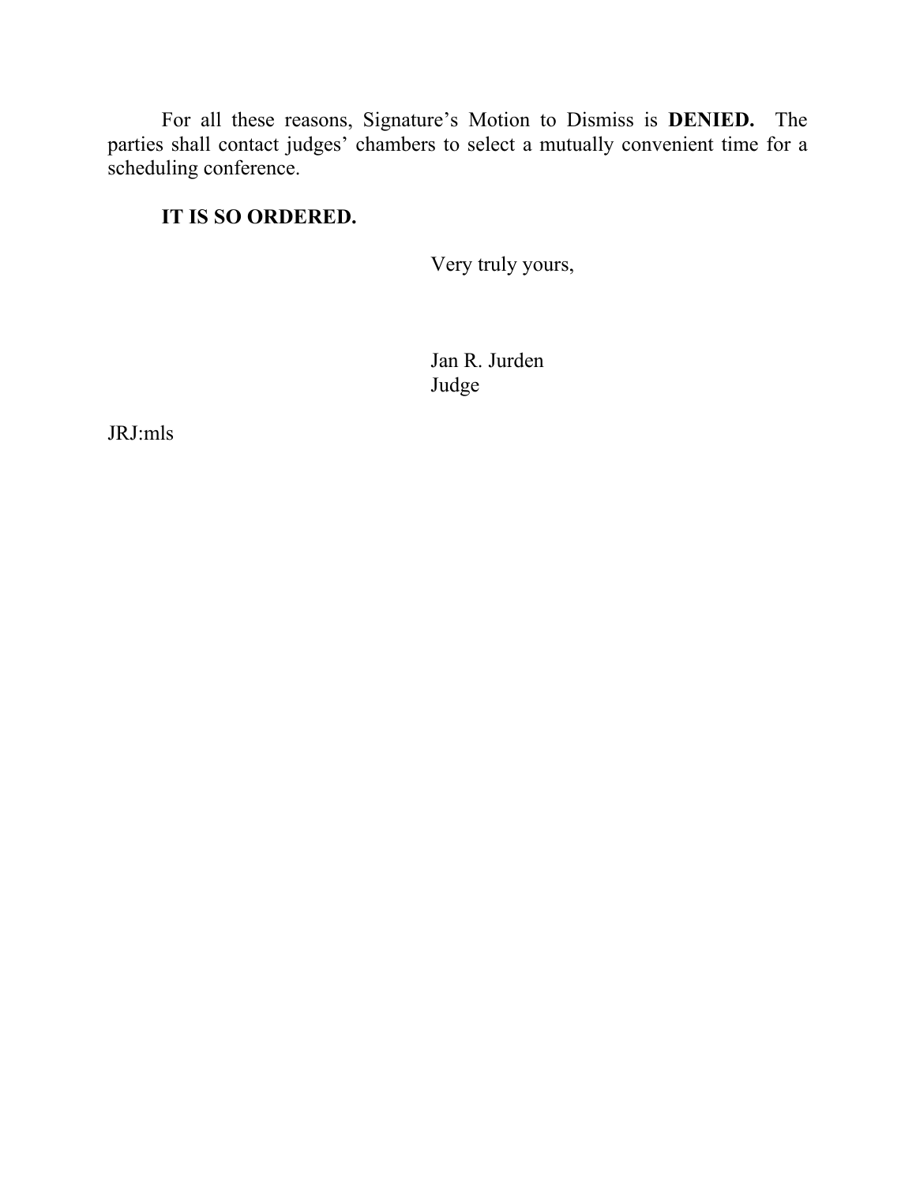For all these reasons, Signature's Motion to Dismiss is **DENIED.** The parties shall contact judges' chambers to select a mutually convenient time for a scheduling conference.

**IT IS SO ORDERED.**

Very truly yours,

Jan R. Jurden
Judge

JRJ:mls